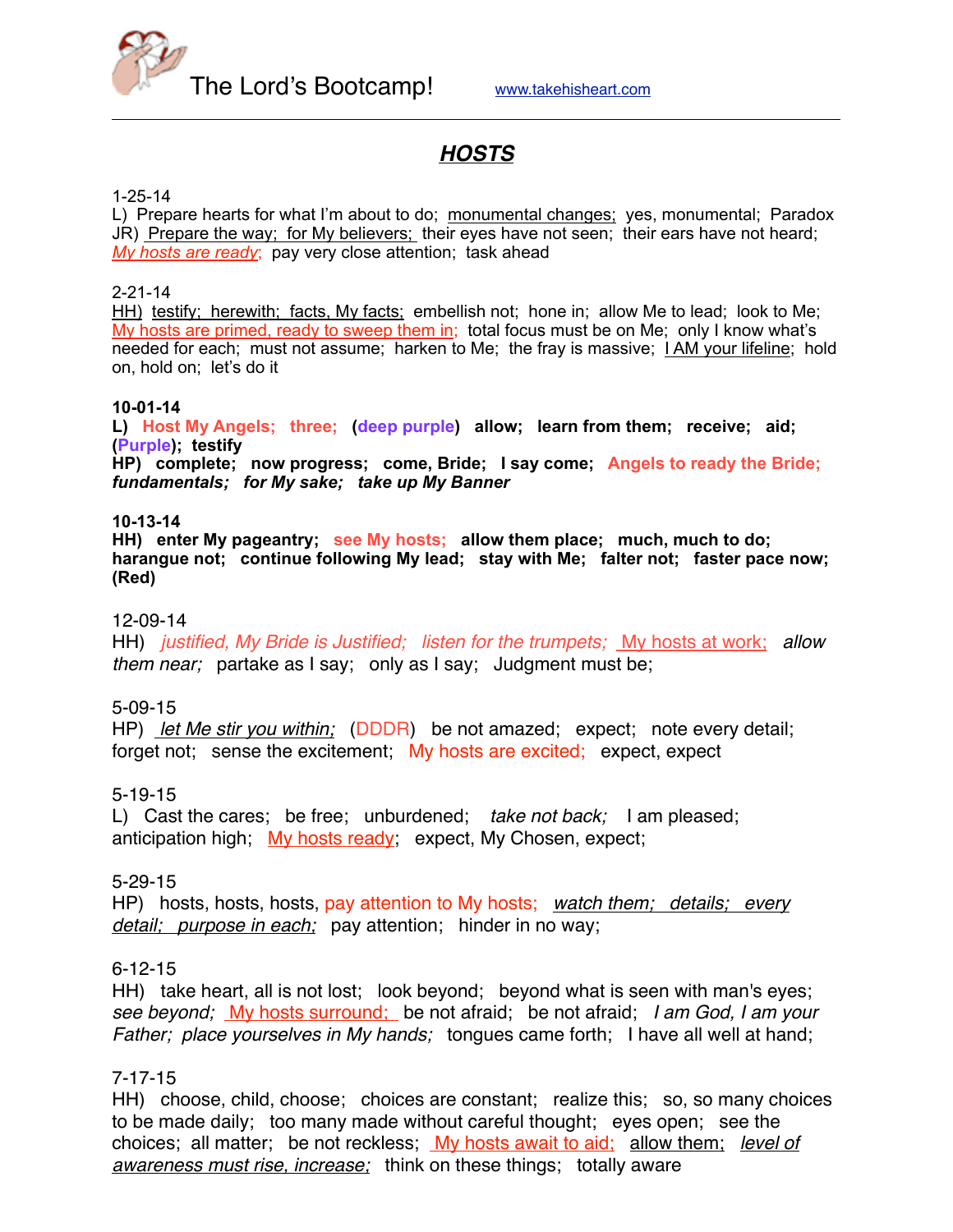The Lord's Bootcamp! www.takehisheart.com

---

## ***HOSTS***

1-25-14
L) Prepare hearts for what I'm about to do; monumental changes; yes, monumental; Paradox
JR) Prepare the way; for My believers; their eyes have not seen; their ears have not heard;
*My hosts are ready*; pay very close attention; task ahead

2-21-14
HH) testify; herewith; facts, My facts; embellish not; hone in; allow Me to lead; look to Me;
My hosts are primed, ready to sweep them in; total focus must be on Me; only I know what's needed for each; must not assume; harken to Me; the fray is massive; I AM your lifeline; hold on, hold on; let's do it

**10-01-14**
**L) Host My Angels; three; (deep purple) allow; learn from them; receive; aid; (Purple); testify**
**HP) complete; now progress; come, Bride; I say come; Angels to ready the Bride;** ***fundamentals; for My sake; take up My Banner***

**10-13-14**
**HH) enter My pageantry; see My hosts; allow them place; much, much to do; harangue not; continue following My lead; stay with Me; falter not; faster pace now; (Red)**

12-09-14
HH) *justified, My Bride is Justified; listen for the trumpets;* *My hosts at work;* *allow them near;* partake as I say; only as I say; Judgment must be;

5-09-15
HP) *let Me stir you within;* (DDDR) be not amazed; expect; note every detail; forget not; sense the excitement; My hosts are excited; expect, expect

5-19-15
L) Cast the cares; be free; unburdened; *take not back;* I am pleased; anticipation high; My hosts ready; expect, My Chosen, expect;

5-29-15
HP) hosts, hosts, hosts, pay attention to My hosts; *watch them; details; every detail; purpose in each;* pay attention; hinder in no way;

6-12-15
HH) take heart, all is not lost; look beyond; beyond what is seen with man's eyes; *see beyond;* My hosts surround; be not afraid; be not afraid; *I am God, I am your Father; place yourselves in My hands;* tongues came forth; I have all well at hand;

7-17-15
HH) choose, child, choose; choices are constant; realize this; so, so many choices to be made daily; too many made without careful thought; eyes open; see the choices; all matter; be not reckless; My hosts await to aid; allow them; *level of awareness must rise, increase;* think on these things; totally aware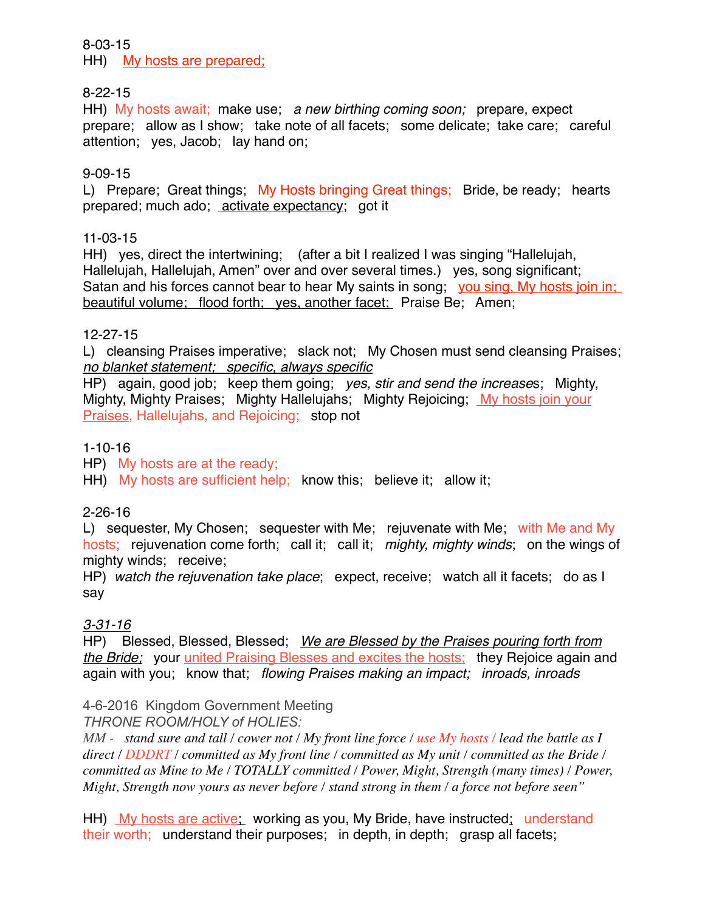8-03-15
HH) My hosts are prepared;

8-22-15
HH) My hosts await; make use; *a new birthing coming soon;* prepare, expect prepare; allow as I show; take note of all facets; some delicate; take care; careful attention; yes, Jacob; lay hand on;

9-09-15
L) Prepare; Great things; My Hosts bringing Great things; Bride, be ready; hearts prepared; much ado; activate expectancy; got it

11-03-15
HH) yes, direct the intertwining; (after a bit I realized I was singing "Hallelujah, Hallelujah, Hallelujah, Amen" over and over several times.) yes, song significant; Satan and his forces cannot bear to hear My saints in song; you sing, My hosts join in; beautiful volume; flood forth; yes, another facet; Praise Be; Amen;

12-27-15
L) cleansing Praises imperative; slack not; My Chosen must send cleansing Praises; *no blanket statement; specific, always specific*
HP) again, good job; keep them going; *yes, stir and send the increases*; Mighty, Mighty, Mighty Praises; Mighty Hallelujahs; Mighty Rejoicing; My hosts join your Praises, Hallelujahs, and Rejoicing; stop not

1-10-16
HP) My hosts are at the ready;
HH) My hosts are sufficient help; know this; believe it; allow it;

2-26-16
L) sequester, My Chosen; sequester with Me; rejuvenate with Me; with Me and My hosts; rejuvenation come forth; call it; call it; *mighty, mighty winds*; on the wings of mighty winds; receive;
HP) *watch the rejuvenation take place*; expect, receive; watch all it facets; do as I say

*3-31-16*
HP) Blessed, Blessed, Blessed; *We are Blessed by the Praises pouring forth from the Bride;* your united Praising Blesses and excites the hosts; they Rejoice again and again with you; know that; *flowing Praises making an impact; inroads, inroads*

4-6-2016 Kingdom Government Meeting
*THRONE ROOM/HOLY of HOLIES:*
*MM - stand sure and tall / cower not / My front line force / use My hosts / lead the battle as I direct / DDDRT / committed as My front line / committed as My unit / committed as the Bride / committed as Mine to Me / TOTALLY committed / Power, Might, Strength (many times) / Power, Might, Strength now yours as never before / stand strong in them / a force not before seen"*

HH) My hosts are active; working as you, My Bride, have instructed; understand their worth; understand their purposes; in depth, in depth; grasp all facets;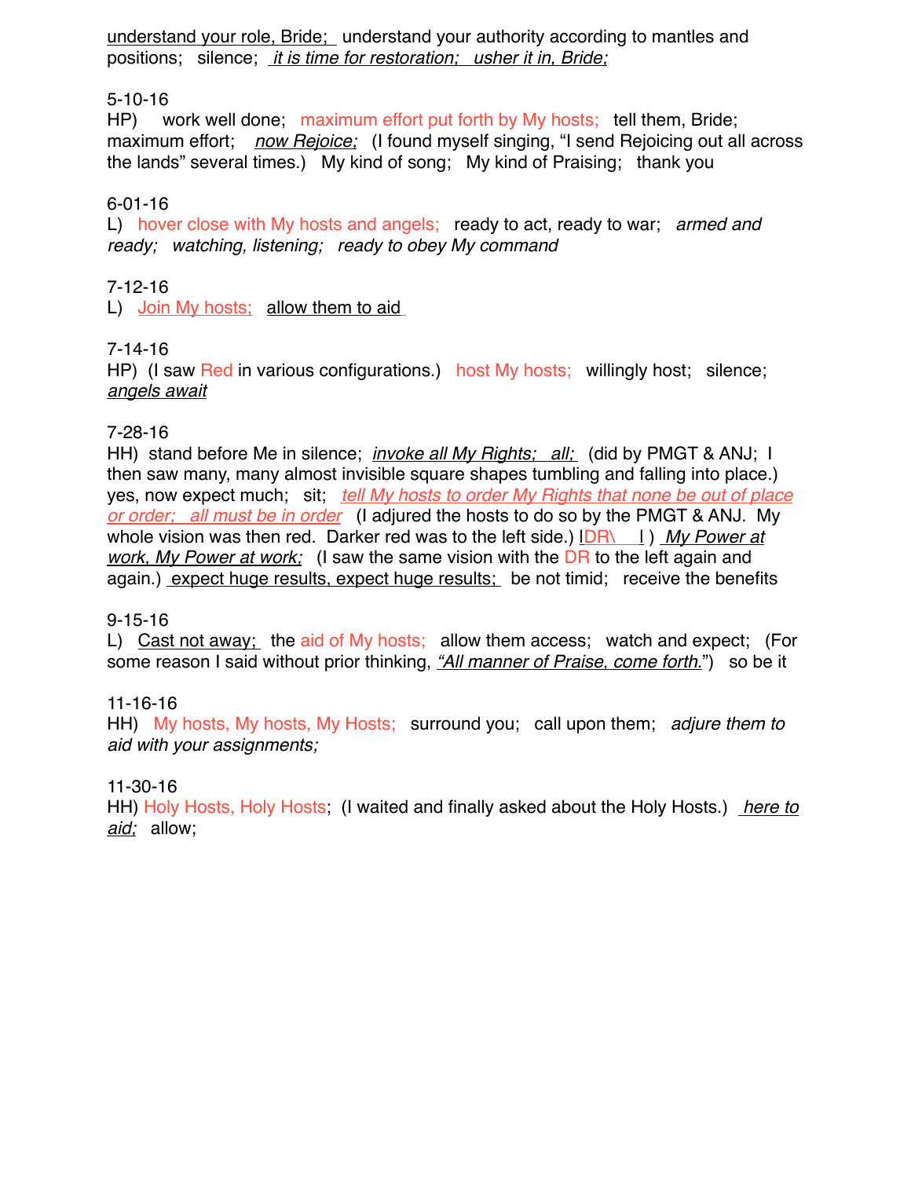understand your role, Bride; understand your authority according to mantles and positions; silence; *it is time for restoration; usher it in, Bride;*

5-10-16
HP) work well done; maximum effort put forth by My hosts; tell them, Bride; maximum effort; *now Rejoice;* (I found myself singing, "I send Rejoicing out all across the lands" several times.) My kind of song; My kind of Praising; thank you

6-01-16
L) hover close with My hosts and angels; ready to act, ready to war; *armed and ready; watching, listening; ready to obey My command*

7-12-16
L) Join My hosts; allow them to aid

7-14-16
HP) (I saw Red in various configurations.) host My hosts; willingly host; silence; *angels await*

7-28-16
HH) stand before Me in silence; *invoke all My Rights; all;* (did by PMGT & ANJ; I then saw many, many almost invisible square shapes tumbling and falling into place.) yes, now expect much; sit; *tell My hosts to order My Rights that none be out of place or order; all must be in order* (I adjured the hosts to do so by the PMGT & ANJ. My whole vision was then red. Darker red was to the left side.) |DR\ | ) *My Power at work, My Power at work;* (I saw the same vision with the DR to the left again and again.) expect huge results, expect huge results; be not timid; receive the benefits

9-15-16
L) Cast not away; the aid of My hosts; allow them access; watch and expect; (For some reason I said without prior thinking, *"All manner of Praise, come forth."*) so be it

11-16-16
HH) My hosts, My hosts, My Hosts; surround you; call upon them; *adjure them to aid with your assignments;*

11-30-16
HH) Holy Hosts, Holy Hosts; (I waited and finally asked about the Holy Hosts.) *here to aid;* allow;